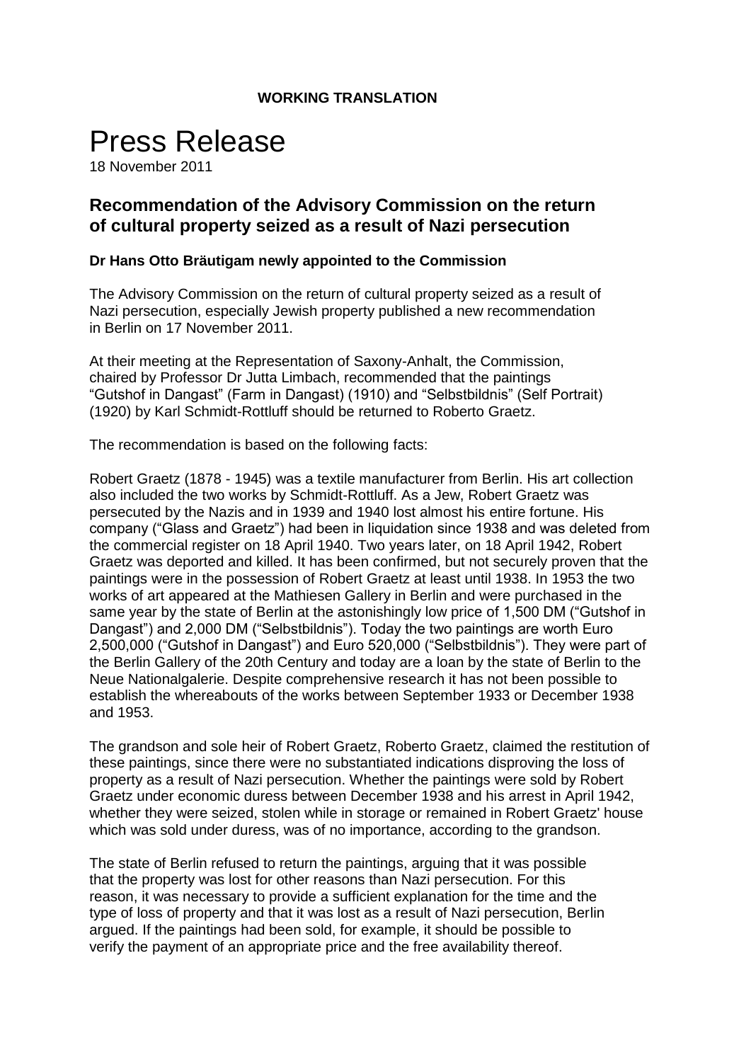**WORKING TRANSLATION**

# Press Release

18 November 2011

## Recommendation of the Advisory Commission on the return of cultural property seized as a result of Nazi persecution

### Dr Hans Otto Bräutigam newly appointed to the Commission

The Advisory Commission on the return of cultural property seized as a result of Nazi persecution, especially Jewish property published a new recommendation in Berlin on 17 November 2011.

At their meeting at the Representation of Saxony-Anhalt, the Commission, chaired by Professor Dr Jutta Limbach, recommended that the paintings "Gutshof in Dangast" (Farm in Dangast) (1910) and "Selbstbildnis" (Self Portrait) (1920) by Karl Schmidt-Rottluff should be returned to Roberto Graetz.

The recommendation is based on the following facts:

Robert Graetz (1878 - 1945) was a textile manufacturer from Berlin. His art collection also included the two works by Schmidt-Rottluff. As a Jew, Robert Graetz was persecuted by the Nazis and in 1939 and 1940 lost almost his entire fortune. His company ("Glass and Graetz") had been in liquidation since 1938 and was deleted from the commercial register on 18 April 1940. Two years later, on 18 April 1942, Robert Graetz was deported and killed. It has been confirmed, but not securely proven that the paintings were in the possession of Robert Graetz at least until 1938. In 1953 the two works of art appeared at the Mathiesen Gallery in Berlin and were purchased in the same year by the state of Berlin at the astonishingly low price of 1,500 DM ("Gutshof in Dangast") and 2,000 DM ("Selbstbildnis"). Today the two paintings are worth Euro 2,500,000 ("Gutshof in Dangast") and Euro 520,000 ("Selbstbildnis"). They were part of the Berlin Gallery of the 20th Century and today are a loan by the state of Berlin to the Neue Nationalgalerie. Despite comprehensive research it has not been possible to establish the whereabouts of the works between September 1933 or December 1938 and 1953.

The grandson and sole heir of Robert Graetz, Roberto Graetz, claimed the restitution of these paintings, since there were no substantiated indications disproving the loss of property as a result of Nazi persecution. Whether the paintings were sold by Robert Graetz under economic duress between December 1938 and his arrest in April 1942, whether they were seized, stolen while in storage or remained in Robert Graetz' house which was sold under duress, was of no importance, according to the grandson.

The state of Berlin refused to return the paintings, arguing that it was possible that the property was lost for other reasons than Nazi persecution. For this reason, it was necessary to provide a sufficient explanation for the time and the type of loss of property and that it was lost as a result of Nazi persecution, Berlin argued. If the paintings had been sold, for example, it should be possible to verify the payment of an appropriate price and the free availability thereof.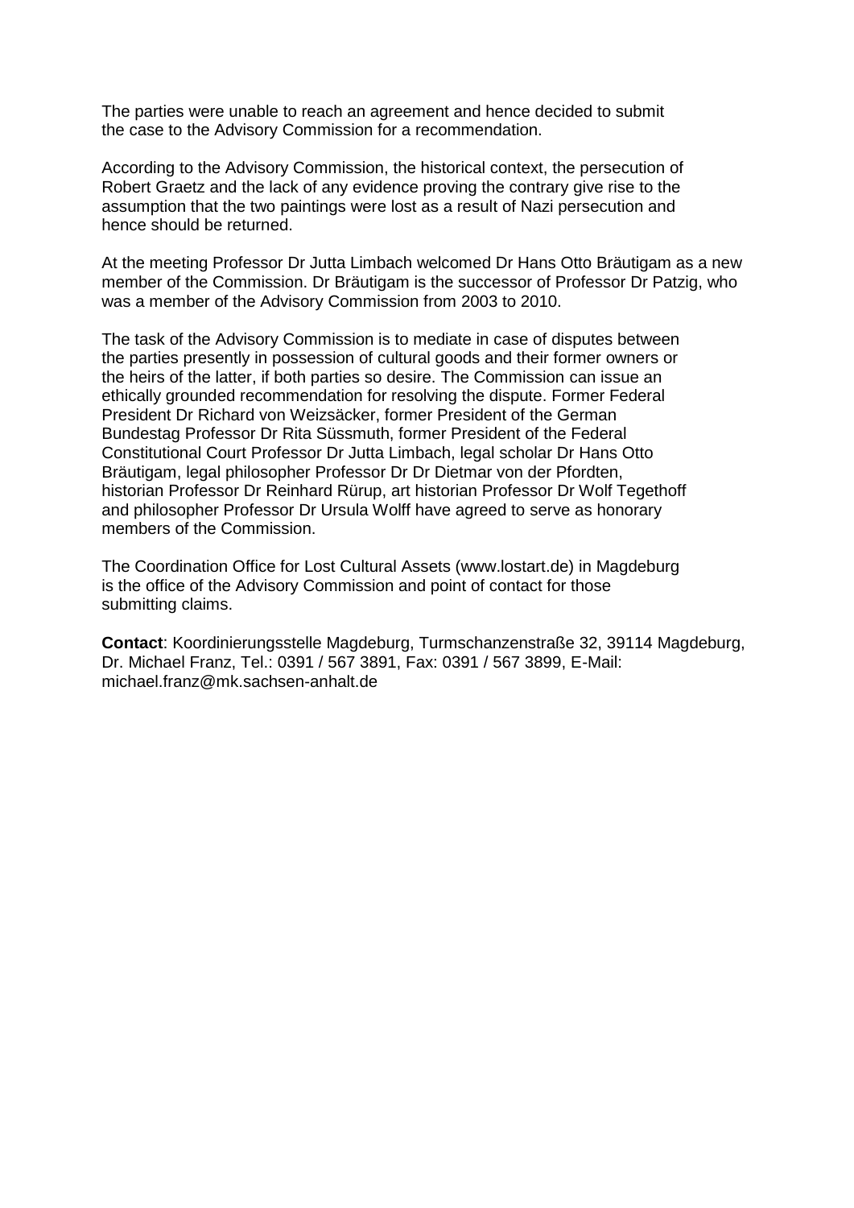The parties were unable to reach an agreement and hence decided to submit the case to the Advisory Commission for a recommendation.

According to the Advisory Commission, the historical context, the persecution of Robert Graetz and the lack of any evidence proving the contrary give rise to the assumption that the two paintings were lost as a result of Nazi persecution and hence should be returned.

At the meeting Professor Dr Jutta Limbach welcomed Dr Hans Otto Bräutigam as a new member of the Commission. Dr Bräutigam is the successor of Professor Dr Patzig, who was a member of the Advisory Commission from 2003 to 2010.

The task of the Advisory Commission is to mediate in case of disputes between the parties presently in possession of cultural goods and their former owners or the heirs of the latter, if both parties so desire. The Commission can issue an ethically grounded recommendation for resolving the dispute. Former Federal President Dr Richard von Weizsäcker, former President of the German Bundestag Professor Dr Rita Süssmuth, former President of the Federal Constitutional Court Professor Dr Jutta Limbach, legal scholar Dr Hans Otto Bräutigam, legal philosopher Professor Dr Dr Dietmar von der Pfordten, historian Professor Dr Reinhard Rürup, art historian Professor Dr Wolf Tegethoff and philosopher Professor Dr Ursula Wolff have agreed to serve as honorary members of the Commission.

The Coordination Office for Lost Cultural Assets (www.lostart.de) in Magdeburg is the office of the Advisory Commission and point of contact for those submitting claims.

**Contact**: Koordinierungsstelle Magdeburg, Turmschanzenstraße 32, 39114 Magdeburg, Dr. Michael Franz, Tel.: 0391 / 567 3891, Fax: 0391 / 567 3899, E-Mail: michael.franz@mk.sachsen-anhalt.de